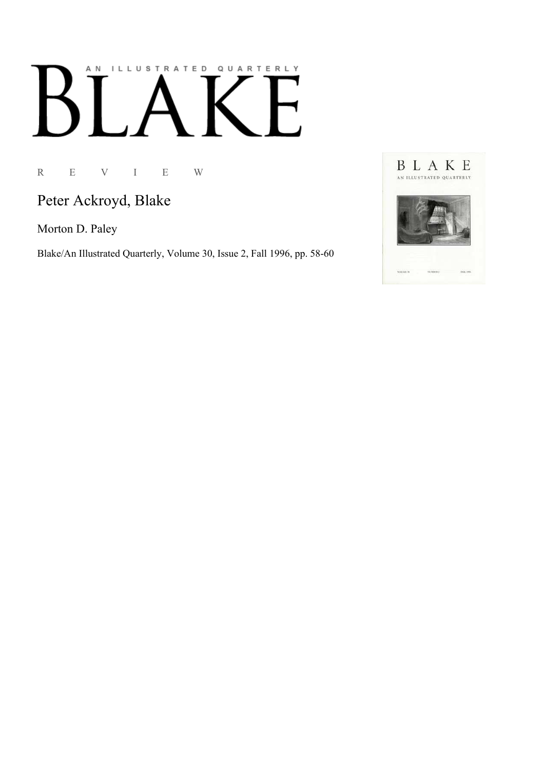AN ILLUSTRATED QUARTERLY

# BLAKE

R E V I E W

## Peter Ackroyd, Blake

Morton D. Paley

Blake/An Illustrated Quarterly, Volume 30, Issue 2, Fall 1996, pp. 58-60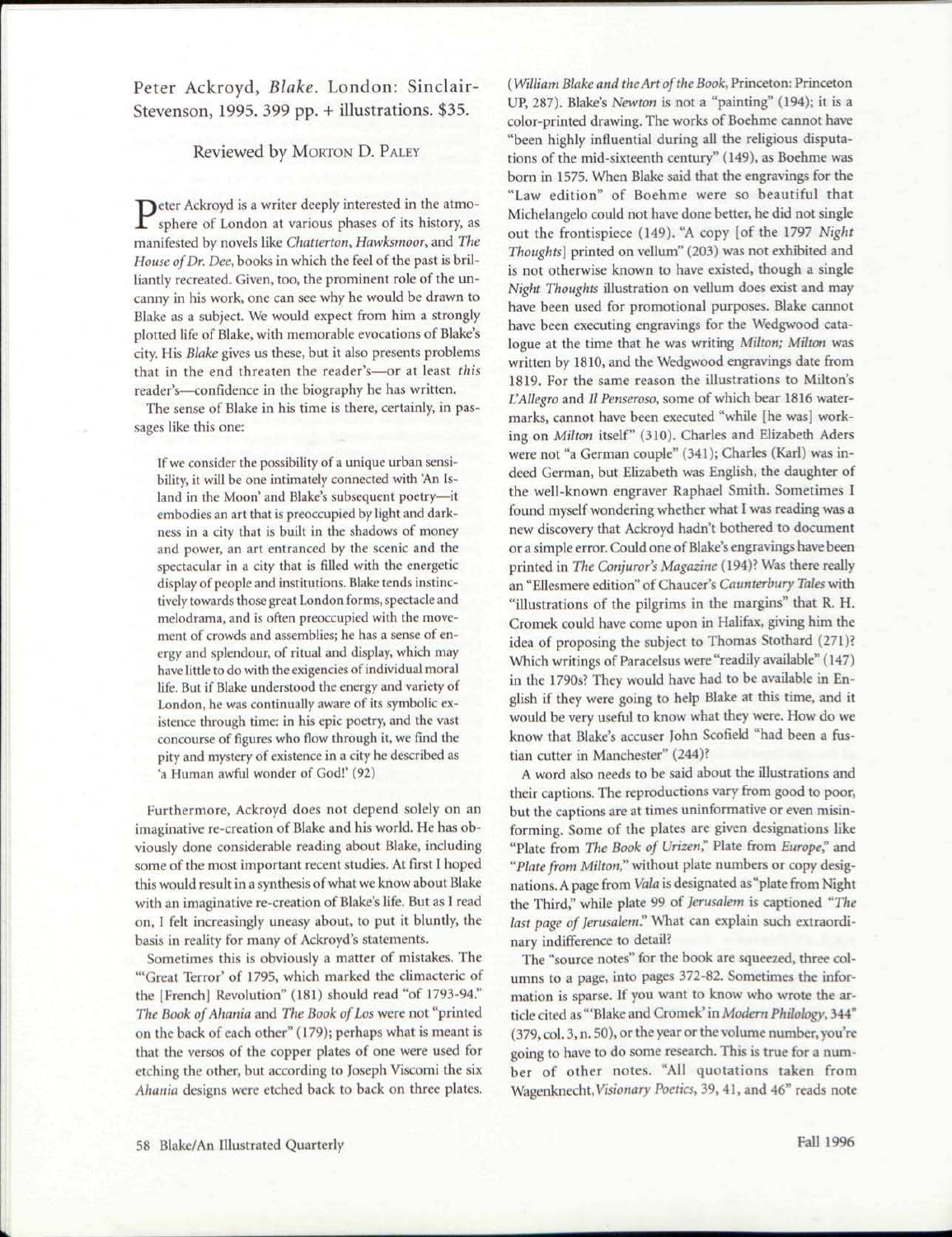Peter Ackroyd, *Blake*. London: Sinclair-Stevenson, 1995. 399 pp. + illustrations. $35.

Reviewed by Morton D. Paley

Peter Ackroyd is a writer deeply interested in the atmosphere of London at various phases of its history, as manifested by novels like *Chatterton*, *Hawksmoor*, and *The House of Dr. Dee*, books in which the feel of the past is brilliantly recreated. Given, too, the prominent role of the uncanny in his work, one can see why he would be drawn to Blake as a subject. We would expect from him a strongly plotted life of Blake, with memorable evocations of Blake's city. His *Blake* gives us these, but it also presents problems that in the end threaten the reader's—or at least *this* reader's—confidence in the biography he has written.

The sense of Blake in his time is there, certainly, in passages like this one:

> If we consider the possibility of a unique urban sensibility, it will be one intimately connected with 'An Island in the Moon' and Blake's subsequent poetry—it embodies an art that is preoccupied by light and darkness in a city that is built in the shadows of money and power, an art entranced by the scenic and the spectacular in a city that is filled with the energetic display of people and institutions. Blake tends instinctively towards those great London forms, spectacle and melodrama, and is often preoccupied with the movement of crowds and assemblies; he has a sense of energy and splendour, of ritual and display, which may have little to do with the exigencies of individual moral life. But if Blake understood the energy and variety of London, he was continually aware of its symbolic existence through time: in his epic poetry, and the vast concourse of figures who flow through it, we find the pity and mystery of existence in a city he described as 'a Human awful wonder of God!' (92)

Furthermore, Ackroyd does not depend solely on an imaginative re-creation of Blake and his world. He has obviously done considerable reading about Blake, including some of the most important recent studies. At first I hoped this would result in a synthesis of what we know about Blake with an imaginative re-creation of Blake's life. But as I read on, I felt increasingly uneasy about, to put it bluntly, the basis in reality for many of Ackroyd's statements.

Sometimes this is obviously a matter of mistakes. The "'Great Terror' of 1795, which marked the climacteric of the [French] Revolution" (181) should read "of 1793-94." *The Book of Ahania* and *The Book of Los* were not "printed on the back of each other" (179); perhaps what is meant is that the versos of the copper plates of one were used for etching the other, but according to Joseph Viscomi the six *Ahania* designs were etched back to back on three plates. (*William Blake and the Art of the Book*, Princeton: Princeton UP, 287). Blake's *Newton* is not a "painting" (194); it is a color-printed drawing. The works of Boehme cannot have "been highly influential during all the religious disputations of the mid-sixteenth century" (149), as Boehme was born in 1575. When Blake said that the engravings for the "Law edition" of Boehme were so beautiful that Michelangelo could not have done better, he did not single out the frontispiece (149). "A copy [of the 1797 *Night Thoughts*] printed on vellum" (203) was not exhibited and is not otherwise known to have existed, though a single *Night Thoughts* illustration on vellum does exist and may have been used for promotional purposes. Blake cannot have been executing engravings for the Wedgwood catalogue at the time that he was writing *Milton; Milton* was written by 1810, and the Wedgwood engravings date from 1819. For the same reason the illustrations to Milton's *L'Allegro* and *Il Penseroso*, some of which bear 1816 watermarks, cannot have been executed "while [he was] working on *Milton* itself" (310). Charles and Elizabeth Aders were not "a German couple" (341); Charles (Karl) was indeed German, but Elizabeth was English, the daughter of the well-known engraver Raphael Smith. Sometimes I found myself wondering whether what I was reading was a new discovery that Ackroyd hadn't bothered to document or a simple error. Could one of Blake's engravings have been printed in *The Conjuror's Magazine* (194)? Was there really an "Ellesmere edition" of Chaucer's *Caunterbury Tales* with "illustrations of the pilgrims in the margins" that R. H. Cromek could have come upon in Halifax, giving him the idea of proposing the subject to Thomas Stothard (271)? Which writings of Paracelsus were "readily available" (147) in the 1790s? They would have had to be available in English if they were going to help Blake at this time, and it would be very useful to know what they were. How do we know that Blake's accuser John Scofield "had been a fustian cutter in Manchester" (244)?

A word also needs to be said about the illustrations and their captions. The reproductions vary from good to poor, but the captions are at times uninformative or even misinforming. Some of the plates are given designations like "Plate from *The Book of Urizen*," Plate from *Europe*," and "*Plate from Milton*," without plate numbers or copy designations. A page from *Vala* is designated as "plate from Night the Third," while plate 99 of *Jerusalem* is captioned "*The last page of Jerusalem*." What can explain such extraordinary indifference to detail?

The "source notes" for the book are squeezed, three columns to a page, into pages 372-82. Sometimes the information is sparse. If you want to know who wrote the article cited as "'Blake and Cromek' in *Modern Philology*, 344" (379, col. 3, n. 50), or the year or the volume number, you're going to have to do some research. This is true for a number of other notes. "All quotations taken from Wagenknecht, *Visionary Poetics*, 39, 41, and 46" reads note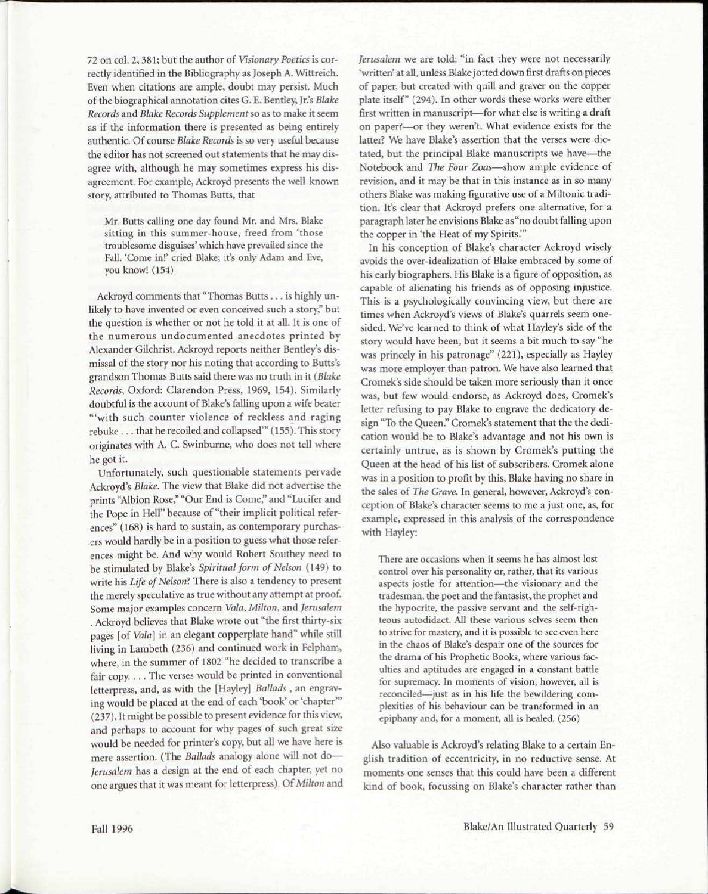72 on col. 2, 381; but the author of *Visionary Poetics* is correctly identified in the Bibliography as Joseph A. Wittreich. Even when citations are ample, doubt may persist. Much of the biographical annotation cites G. E. Bentley, Jr.'s *Blake Records* and *Blake Records Supplement* so as to make it seem as if the information there is presented as being entirely authentic. Of course *Blake Records* is so very useful because the editor has not screened out statements that he may disagree with, although he may sometimes express his disagreement. For example, Ackroyd presents the well-known story, attributed to Thomas Butts, that

> Mr. Butts calling one day found Mr. and Mrs. Blake sitting in this summer-house, freed from 'those troublesome disguises' which have prevailed since the Fall. 'Come in!' cried Blake; it's only Adam and Eve, you know! (154)

Ackroyd comments that "Thomas Butts . . . is highly unlikely to have invented or even conceived such a story," but the question is whether or not he told it at all. It is one of the numerous undocumented anecdotes printed by Alexander Gilchrist. Ackroyd reports neither Bentley's dismissal of the story nor his noting that according to Butts's grandson Thomas Butts said there was no truth in it (*Blake Records*, Oxford: Clarendon Press, 1969, 154). Similarly doubtful is the account of Blake's falling upon a wife beater "'with such counter violence of reckless and raging rebuke . . . that he recoiled and collapsed'" (155). This story originates with A. C. Swinburne, who does not tell where he got it.

Unfortunately, such questionable statements pervade Ackroyd's *Blake*. The view that Blake did not advertise the prints "Albion Rose," "Our End is Come," and "Lucifer and the Pope in Hell" because of "their implicit political references" (168) is hard to sustain, as contemporary purchasers would hardly be in a position to guess what those references might be. And why would Robert Southey need to be stimulated by Blake's *Spiritual form of Nelson* (149) to write his *Life of Nelson*? There is also a tendency to present the merely speculative as true without any attempt at proof. Some major examples concern *Vala*, *Milton*, and *Jerusalem*. Ackroyd believes that Blake wrote out "the first thirty-six pages [of *Vala*] in an elegant copperplate hand" while still living in Lambeth (236) and continued work in Felpham, where, in the summer of 1802 "he decided to transcribe a fair copy. . . . The verses would be printed in conventional letterpress, and, as with the [Hayley] *Ballads*, an engraving would be placed at the end of each 'book' or 'chapter'" (237). It might be possible to present evidence for this view, and perhaps to account for why pages of such great size would be needed for printer's copy, but all we have here is mere assertion. (The *Ballads* analogy alone will not do—*Jerusalem* has a design at the end of each chapter, yet no one argues that it was meant for letterpress). Of *Milton* and *Jerusalem* we are told: "in fact they were not necessarily 'written' at all, unless Blake jotted down first drafts on pieces of paper, but created with quill and graver on the copper plate itself" (294). In other words these works were either first written in manuscript—for what else is writing a draft on paper?—or they weren't. What evidence exists for the latter? We have Blake's assertion that the verses were dictated, but the principal Blake manuscripts we have—the Notebook and *The Four Zoas*—show ample evidence of revision, and it may be that in this instance as in so many others Blake was making figurative use of a Miltonic tradition. It's clear that Ackroyd prefers one alternative, for a paragraph later he envisions Blake as "no doubt falling upon the copper in 'the Heat of my Spirits.'"

In his conception of Blake's character Ackroyd wisely avoids the over-idealization of Blake embraced by some of his early biographers. His Blake is a figure of opposition, as capable of alienating his friends as of opposing injustice. This is a psychologically convincing view, but there are times when Ackroyd's views of Blake's quarrels seem one-sided. We've learned to think of what Hayley's side of the story would have been, but it seems a bit much to say "he was princely in his patronage" (221), especially as Hayley was more employer than patron. We have also learned that Cromek's side should be taken more seriously than it once was, but few would endorse, as Ackroyd does, Cromek's letter refusing to pay Blake to engrave the dedicatory design "To the Queen." Cromek's statement that the the dedication would be to Blake's advantage and not his own is certainly untrue, as is shown by Cromek's putting the Queen at the head of his list of subscribers. Cromek alone was in a position to profit by this, Blake having no share in the sales of *The Grave*. In general, however, Ackroyd's conception of Blake's character seems to me a just one, as, for example, expressed in this analysis of the correspondence with Hayley:

> There are occasions when it seems he has almost lost control over his personality or, rather, that its various aspects jostle for attention—the visionary and the tradesman, the poet and the fantasist, the prophet and the hypocrite, the passive servant and the self-righteous autodidact. All these various selves seem then to strive for mastery, and it is possible to see even here in the chaos of Blake's despair one of the sources for the drama of his Prophetic Books, where various faculties and aptitudes are engaged in a constant battle for supremacy. In moments of vision, however, all is reconciled—just as in his life the bewildering complexities of his behaviour can be transformed in an epiphany and, for a moment, all is healed. (256)

Also valuable is Ackroyd's relating Blake to a certain English tradition of eccentricity, in no reductive sense. At moments one senses that this could have been a different kind of book, focussing on Blake's character rather than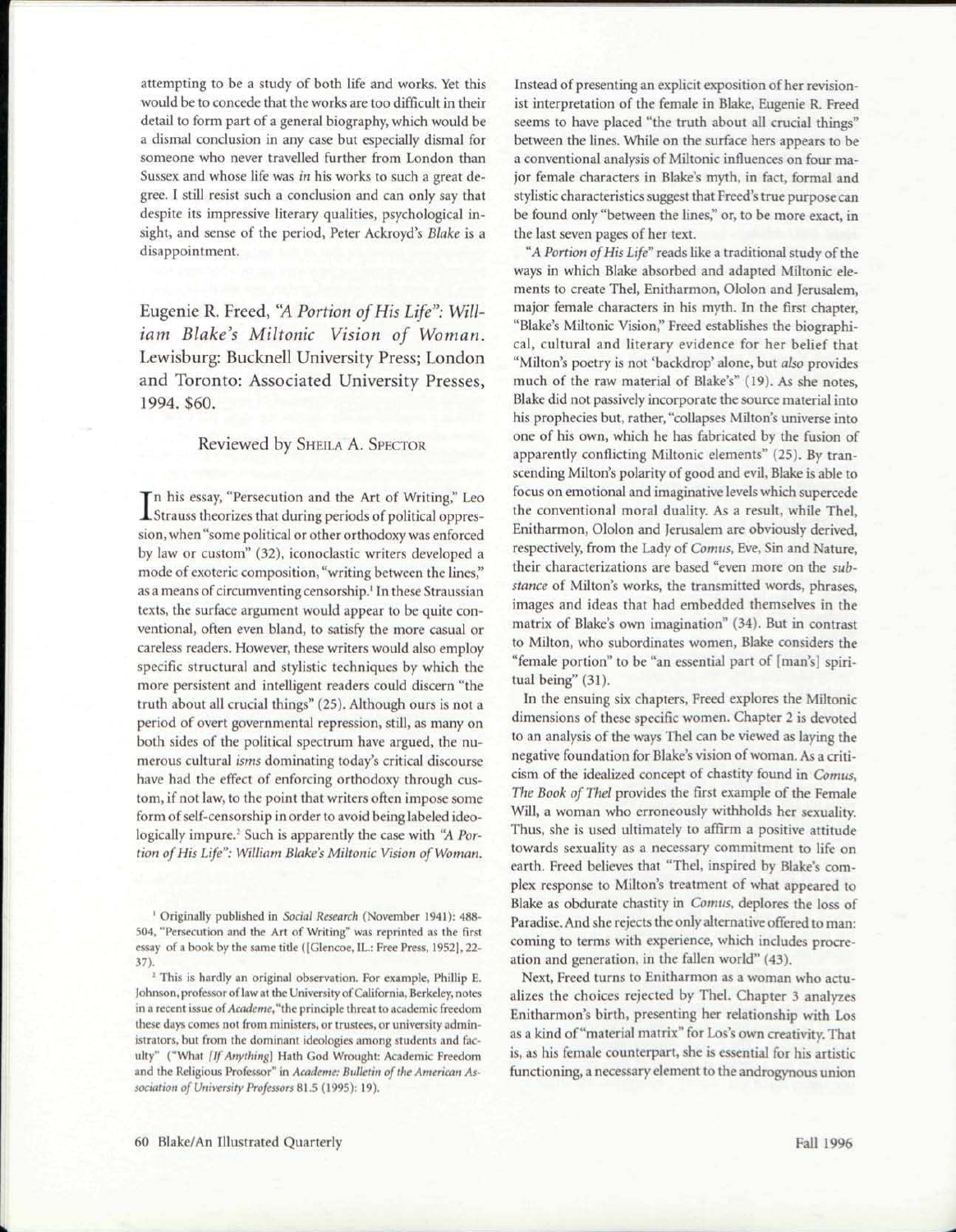attempting to be a study of both life and works. Yet this would be to concede that the works are too difficult in their detail to form part of a general biography, which would be a dismal conclusion in any case but especially dismal for someone who never travelled further from London than Sussex and whose life was *in* his works to such a great degree. I still resist such a conclusion and can only say that despite its impressive literary qualities, psychological insight, and sense of the period, Peter Ackroyd's *Blake* is a disappointment.

## Eugenie R. Freed, *"A Portion of His Life": William Blake's Miltonic Vision of Woman.* Lewisburg: Bucknell University Press; London and Toronto: Associated University Presses, 1994. $60.

### Reviewed by Sheila A. Spector

In his essay, "Persecution and the Art of Writing," Leo Strauss theorizes that during periods of political oppression, when "some political or other orthodoxy was enforced by law or custom" (32), iconoclastic writers developed a mode of exoteric composition, "writing between the lines," as a means of circumventing censorship.[1] In these Straussian texts, the surface argument would appear to be quite conventional, often even bland, to satisfy the more casual or careless readers. However, these writers would also employ specific structural and stylistic techniques by which the more persistent and intelligent readers could discern "the truth about all crucial things" (25). Although ours is not a period of overt governmental repression, still, as many on both sides of the political spectrum have argued, the numerous cultural *isms* dominating today's critical discourse have had the effect of enforcing orthodoxy through custom, if not law, to the point that writers often impose some form of self-censorship in order to avoid being labeled ideologically impure.[2] Such is apparently the case with *"A Portion of His Life": William Blake's Miltonic Vision of Woman.*

Instead of presenting an explicit exposition of her revisionist interpretation of the female in Blake, Eugenie R. Freed seems to have placed "the truth about all crucial things" between the lines. While on the surface hers appears to be a conventional analysis of Miltonic influences on four major female characters in Blake's myth, in fact, formal and stylistic characteristics suggest that Freed's true purpose can be found only "between the lines," or, to be more exact, in the last seven pages of her text.

*"A Portion of His Life"* reads like a traditional study of the ways in which Blake absorbed and adapted Miltonic elements to create Thel, Enitharmon, Ololon and Jerusalem, major female characters in his myth. In the first chapter, "Blake's Miltonic Vision," Freed establishes the biographical, cultural and literary evidence for her belief that "Milton's poetry is not 'backdrop' alone, but *also* provides much of the raw material of Blake's" (19). As she notes, Blake did not passively incorporate the source material into his prophecies but, rather, "collapses Milton's universe into one of his own, which he has fabricated by the fusion of apparently conflicting Miltonic elements" (25). By transcending Milton's polarity of good and evil, Blake is able to focus on emotional and imaginative levels which supercede the conventional moral duality. As a result, while Thel, Enitharmon, Ololon and Jerusalem are obviously derived, respectively, from the Lady of *Comus*, Eve, Sin and Nature, their characterizations are based "even more on the *substance* of Milton's works, the transmitted words, phrases, images and ideas that had embedded themselves in the matrix of Blake's own imagination" (34). But in contrast to Milton, who subordinates women, Blake considers the "female portion" to be "an essential part of [man's] spiritual being" (31).

In the ensuing six chapters, Freed explores the Miltonic dimensions of these specific women. Chapter 2 is devoted to an analysis of the ways Thel can be viewed as laying the negative foundation for Blake's vision of woman. As a criticism of the idealized concept of chastity found in *Comus*, *The Book of Thel* provides the first example of the Female Will, a woman who erroneously withholds her sexuality. Thus, she is used ultimately to affirm a positive attitude towards sexuality as a necessary commitment to life on earth. Freed believes that "Thel, inspired by Blake's complex response to Milton's treatment of what appeared to Blake as obdurate chastity in *Comus*, deplores the loss of Paradise. And she rejects the only alternative offered to man: coming to terms with experience, which includes procreation and generation, in the fallen world" (43).

Next, Freed turns to Enitharmon as a woman who actualizes the choices rejected by Thel. Chapter 3 analyzes Enitharmon's birth, presenting her relationship with Los as a kind of "material matrix" for Los's own creativity. That is, as his female counterpart, she is essential for his artistic functioning, a necessary element to the androgynous union

[1] Originally published in *Social Research* (November 1941): 488-504, "Persecution and the Art of Writing" was reprinted as the first essay of a book by the same title ([Glencoe, IL.: Free Press, 1952], 22-37).

[2] This is hardly an original observation. For example, Phillip E. Johnson, professor of law at the University of California, Berkeley, notes in a recent issue of *Academe*, "the principle threat to academic freedom these days comes not from ministers, or trustees, or university administrators, but from the dominant ideologies among students and faculty" ("What *[If Anything]* Hath God Wrought: Academic Freedom and the Religious Professor" in *Academe: Bulletin of the American Association of University Professors* 81.5 (1995): 19).